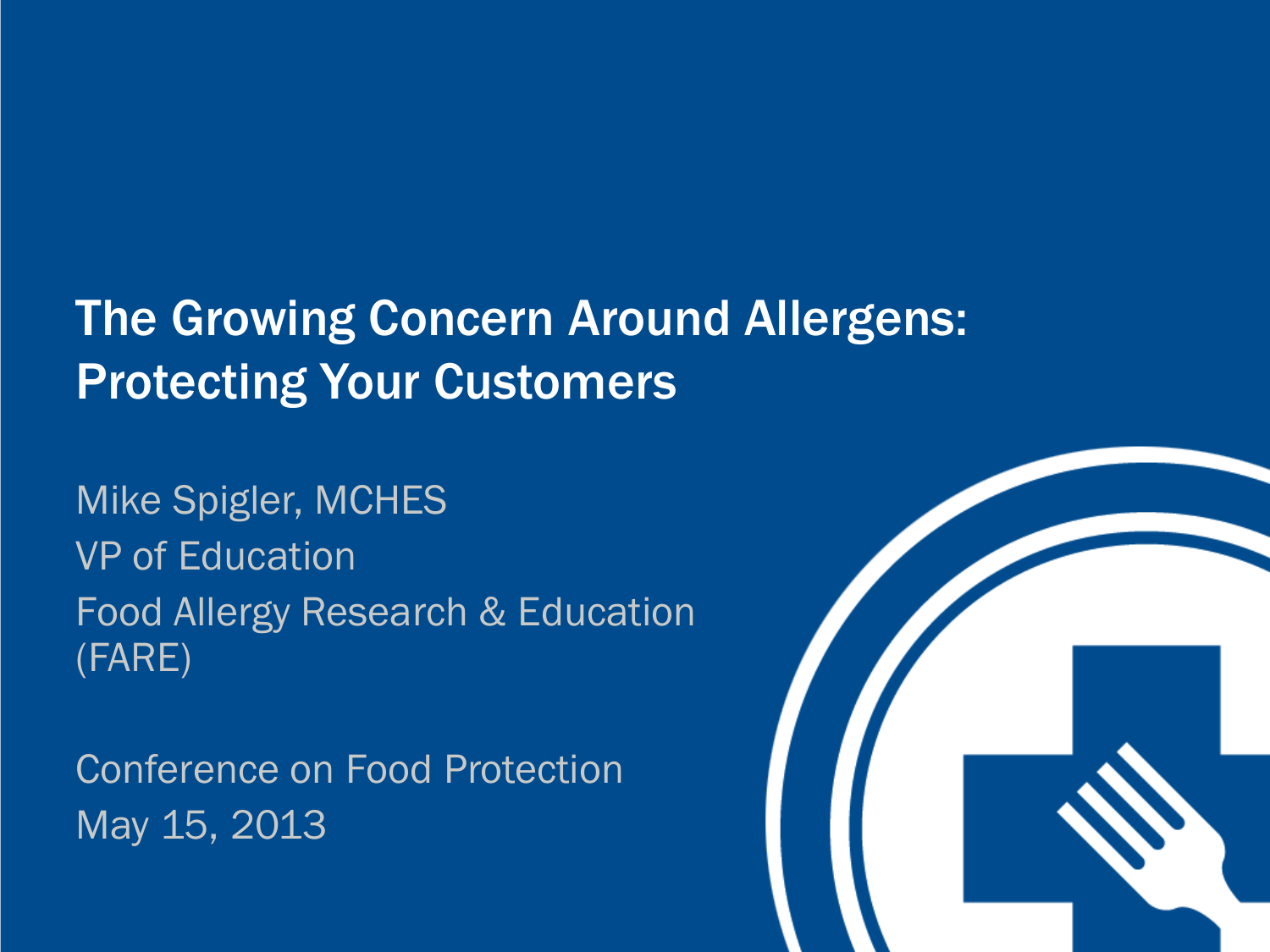# The Growing Concern Around Allergens: Protecting Your Customers

Mike Spigler, MCHES

VP of Education

Food Allergy Research & Education (FARE)

Conference on Food Protection

May 15, 2013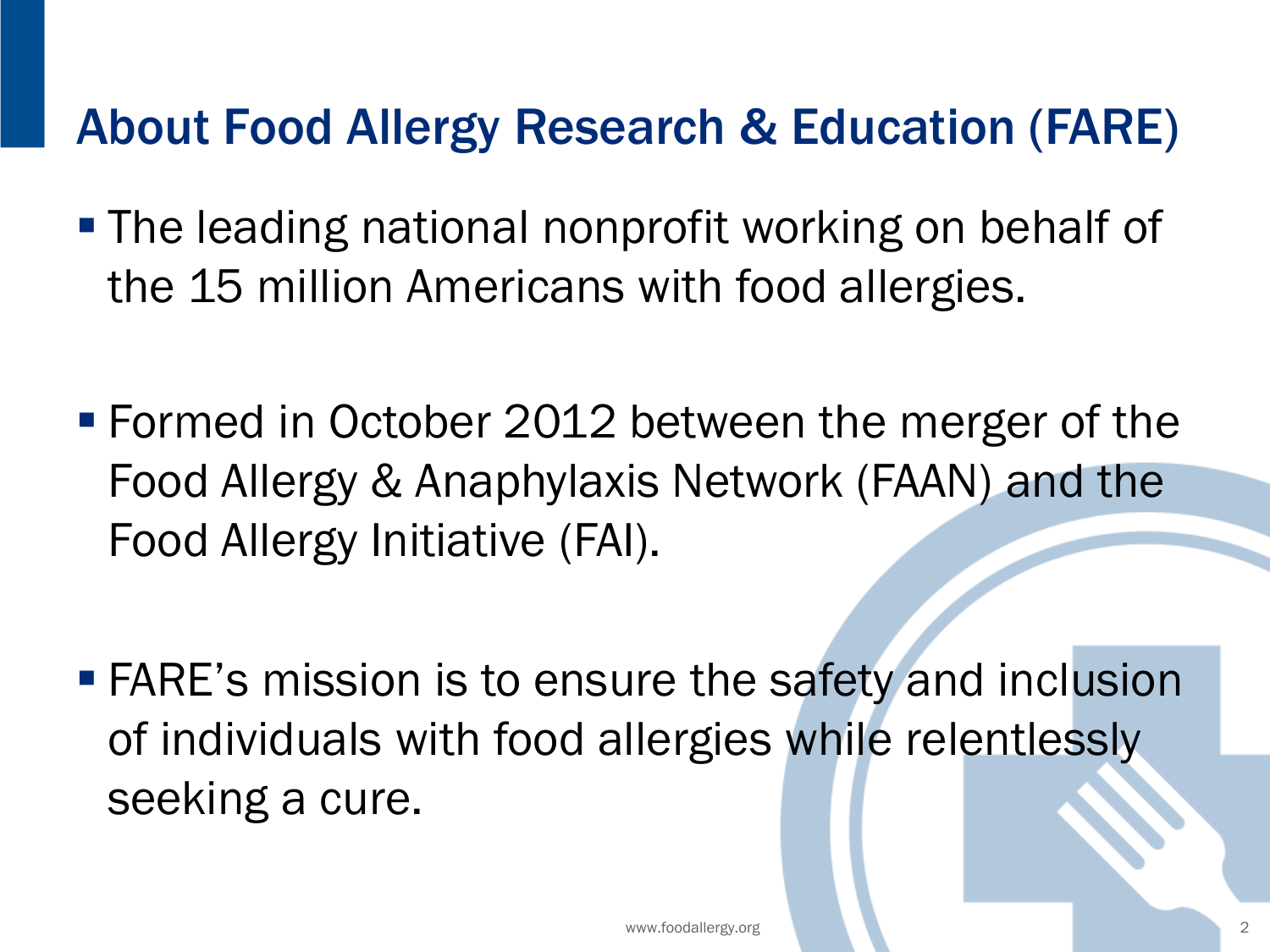# About Food Allergy Research & Education (FARE)

- The leading national nonprofit working on behalf of the 15 million Americans with food allergies.

- Formed in October 2012 between the merger of the Food Allergy & Anaphylaxis Network (FAAN) and the Food Allergy Initiative (FAI).

- FARE's mission is to ensure the safety and inclusion of individuals with food allergies while relentlessly seeking a cure.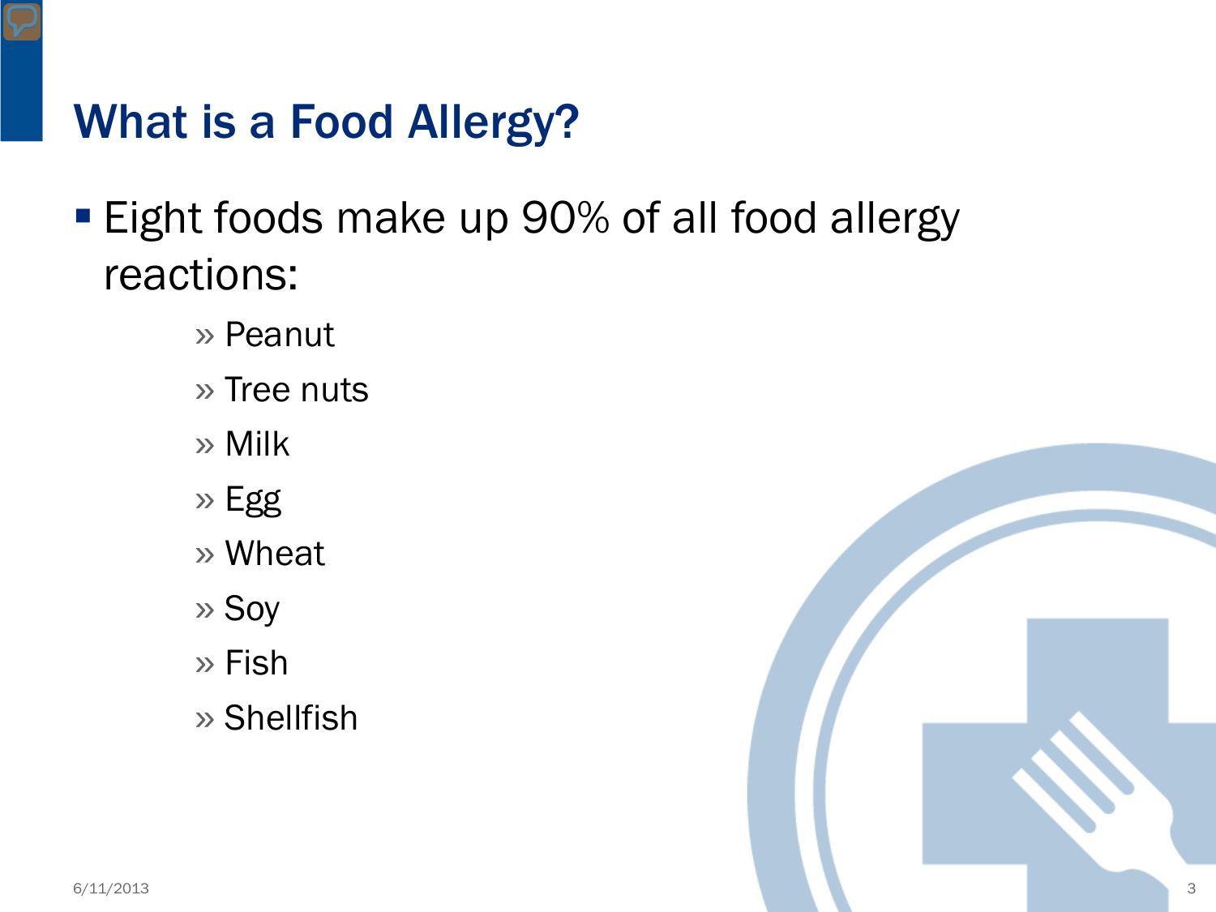# What is a Food Allergy?

- Eight foods make up 90% of all food allergy reactions:
  - Peanut
  - Tree nuts
  - Milk
  - Egg
  - Wheat
  - Soy
  - Fish
  - Shellfish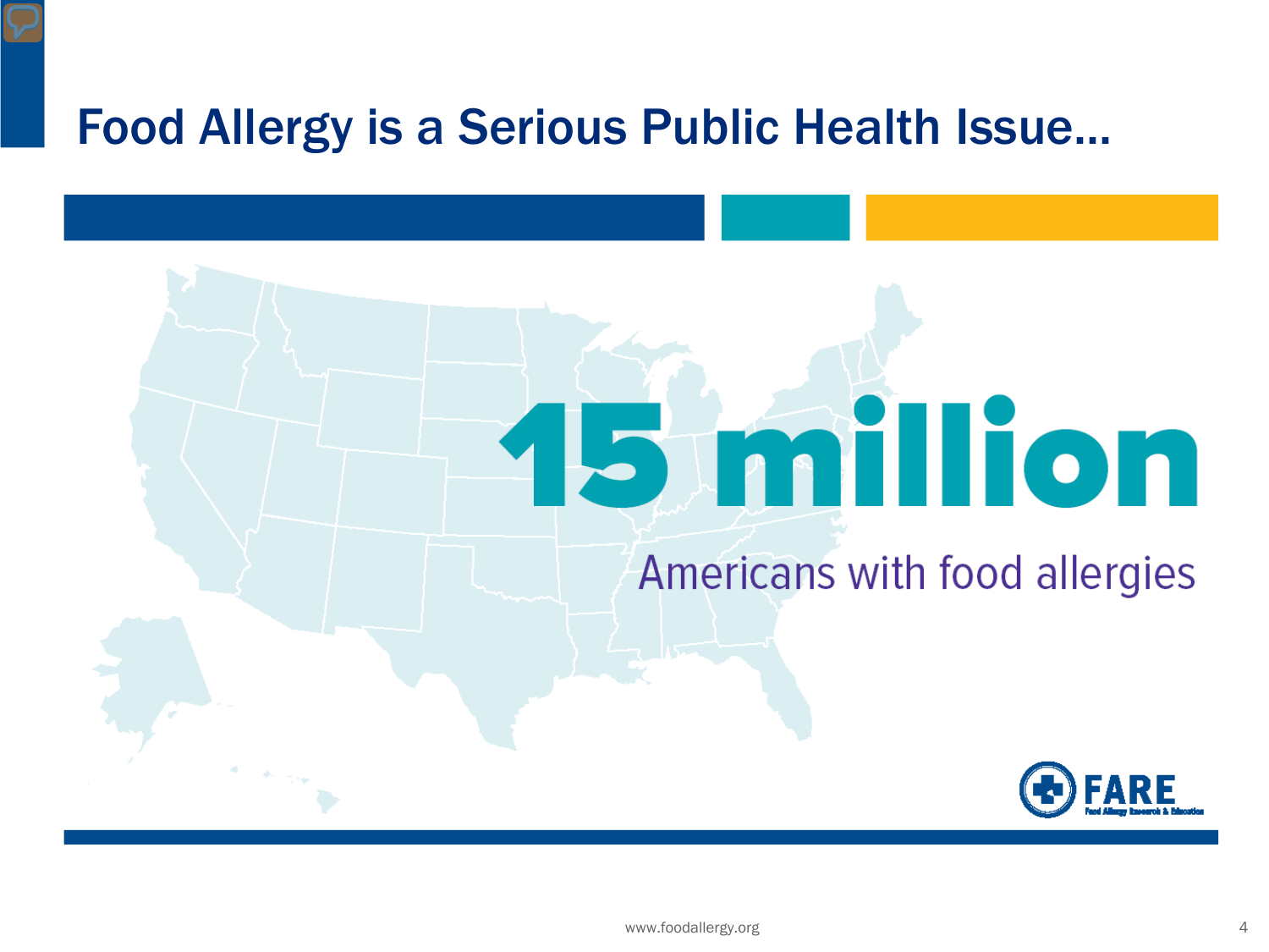# Food Allergy is a Serious Public Health Issue…

**15 million**

Americans with food allergies

FARE
Food Allergy Research & Education

www.foodallergy.org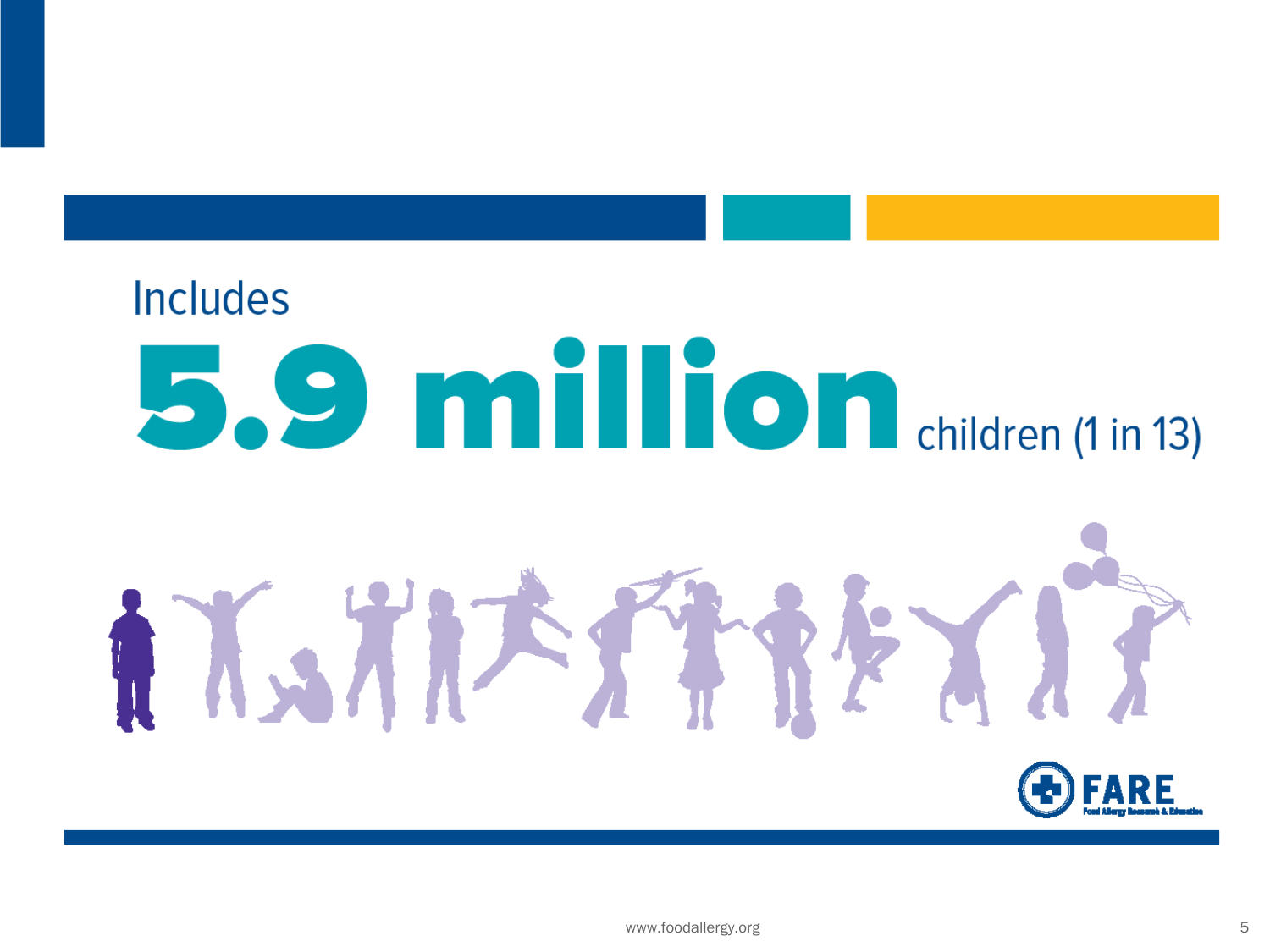Includes

# 5.9 million children (1 in 13)

FARE
Food Allergy Research & Education

www.foodallergy.org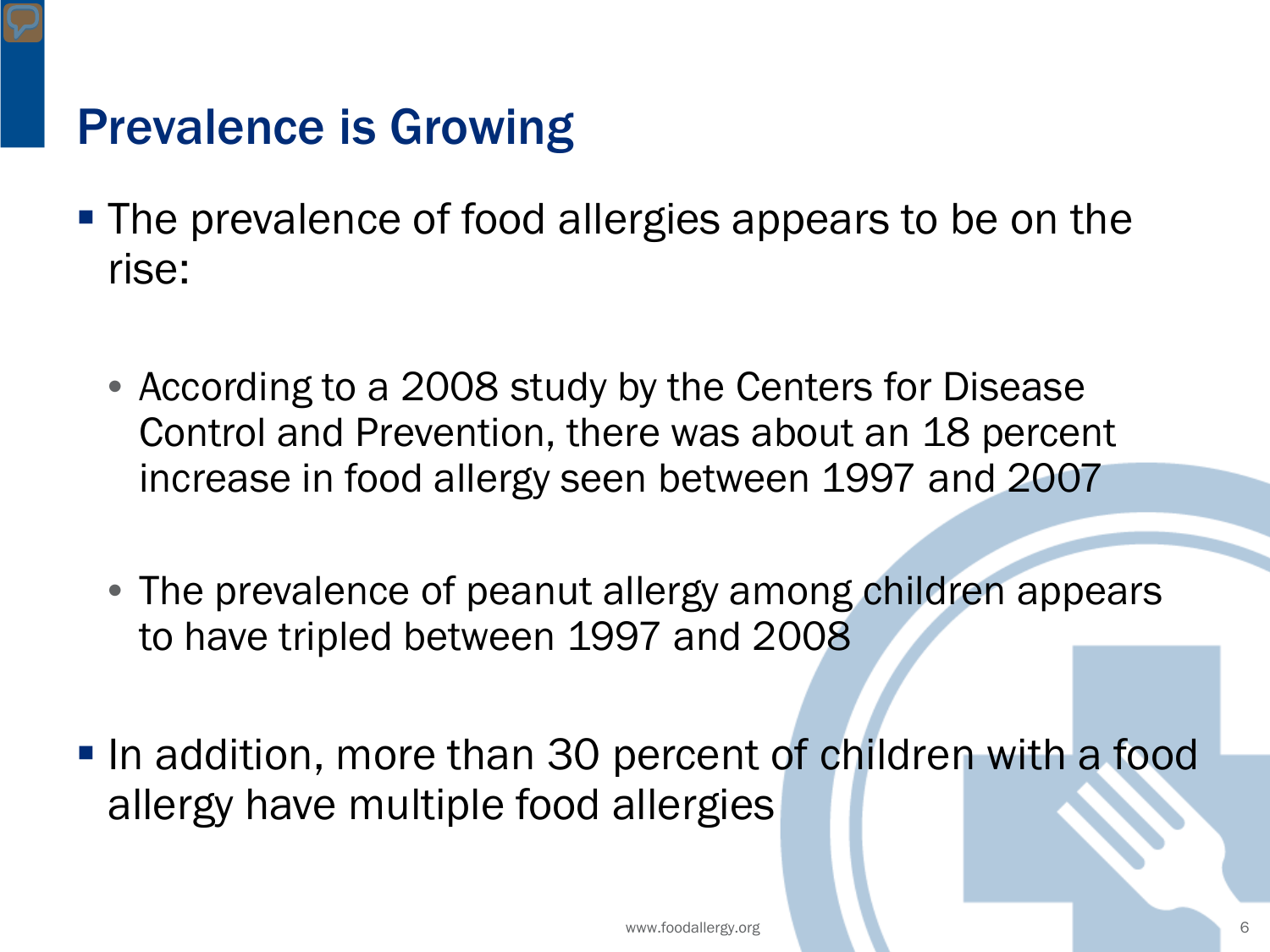# Prevalence is Growing

- The prevalence of food allergies appears to be on the rise:
  - According to a 2008 study by the Centers for Disease Control and Prevention, there was about an 18 percent increase in food allergy seen between 1997 and 2007
  - The prevalence of peanut allergy among children appears to have tripled between 1997 and 2008
- In addition, more than 30 percent of children with a food allergy have multiple food allergies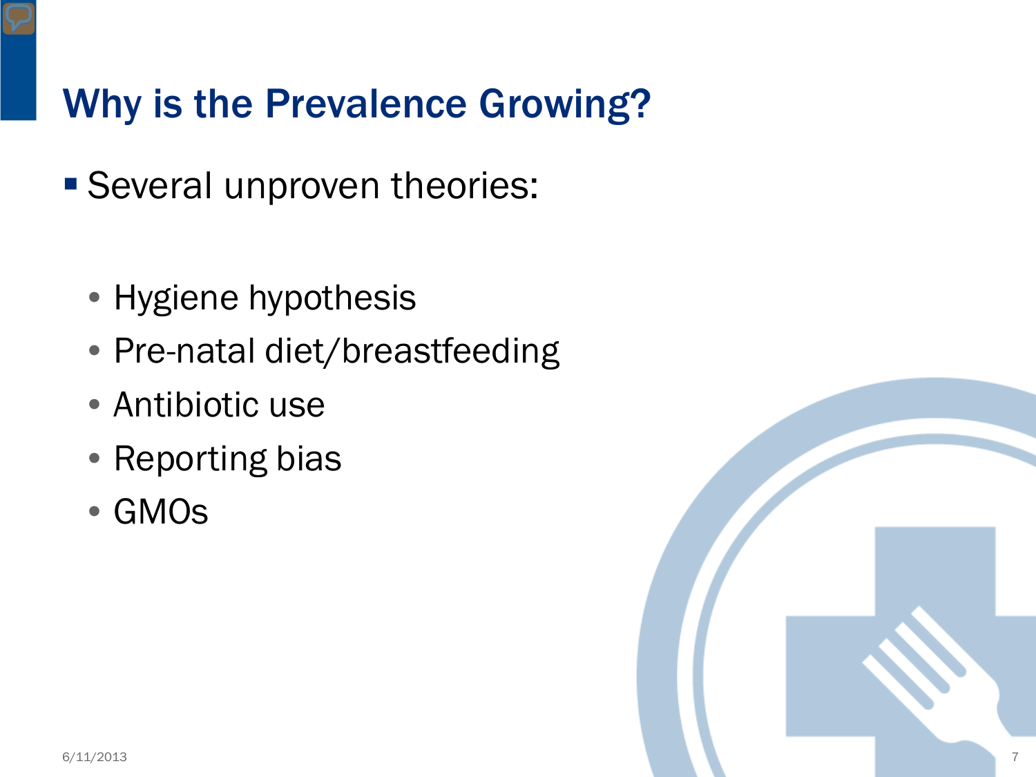# Why is the Prevalence Growing?

- Several unproven theories:
  - Hygiene hypothesis
  - Pre-natal diet/breastfeeding
  - Antibiotic use
  - Reporting bias
  - GMOs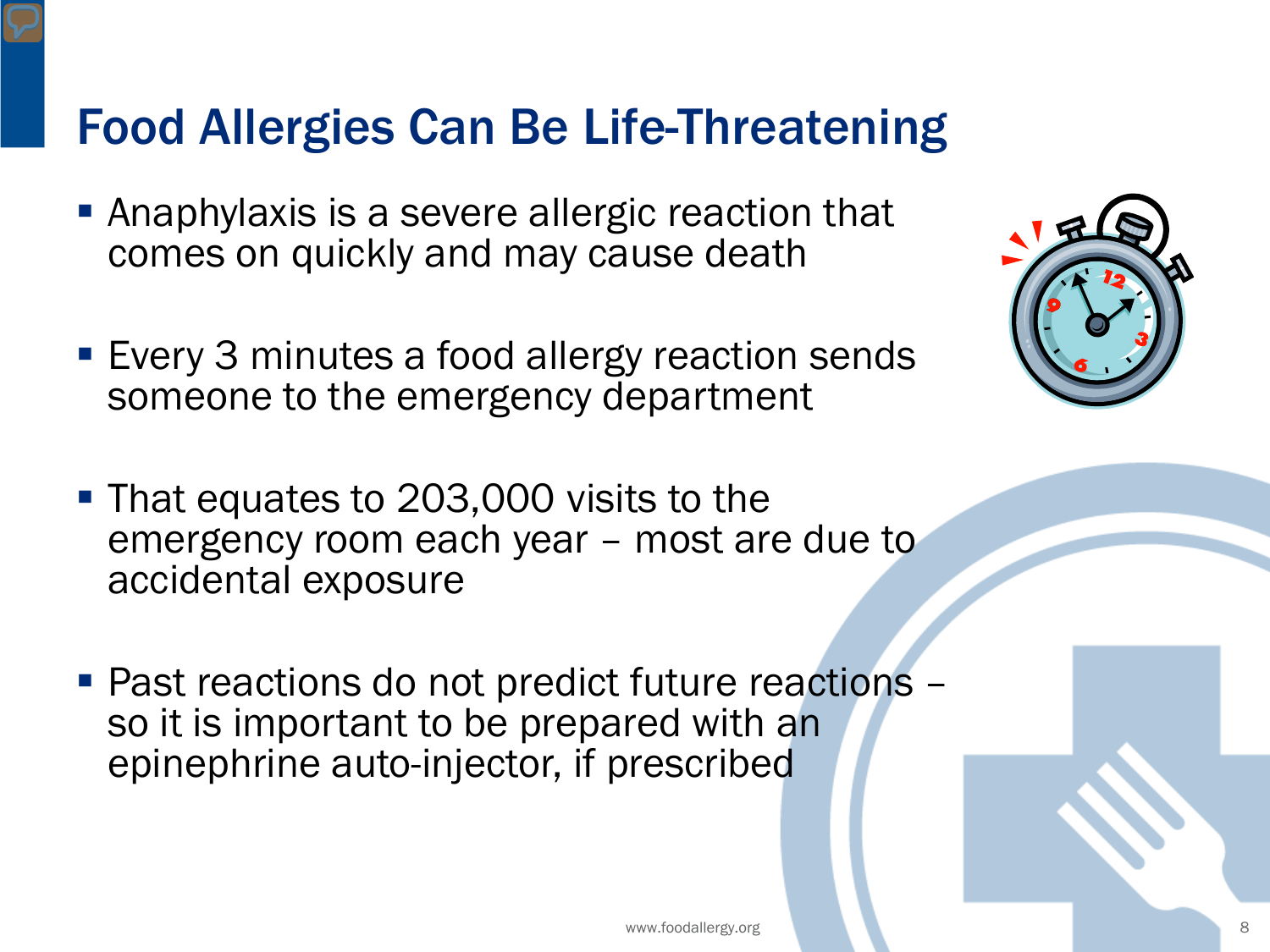# Food Allergies Can Be Life-Threatening

- Anaphylaxis is a severe allergic reaction that comes on quickly and may cause death
- Every 3 minutes a food allergy reaction sends someone to the emergency department
- That equates to 203,000 visits to the emergency room each year – most are due to accidental exposure
- Past reactions do not predict future reactions – so it is important to be prepared with an epinephrine auto-injector, if prescribed

www.foodallergy.org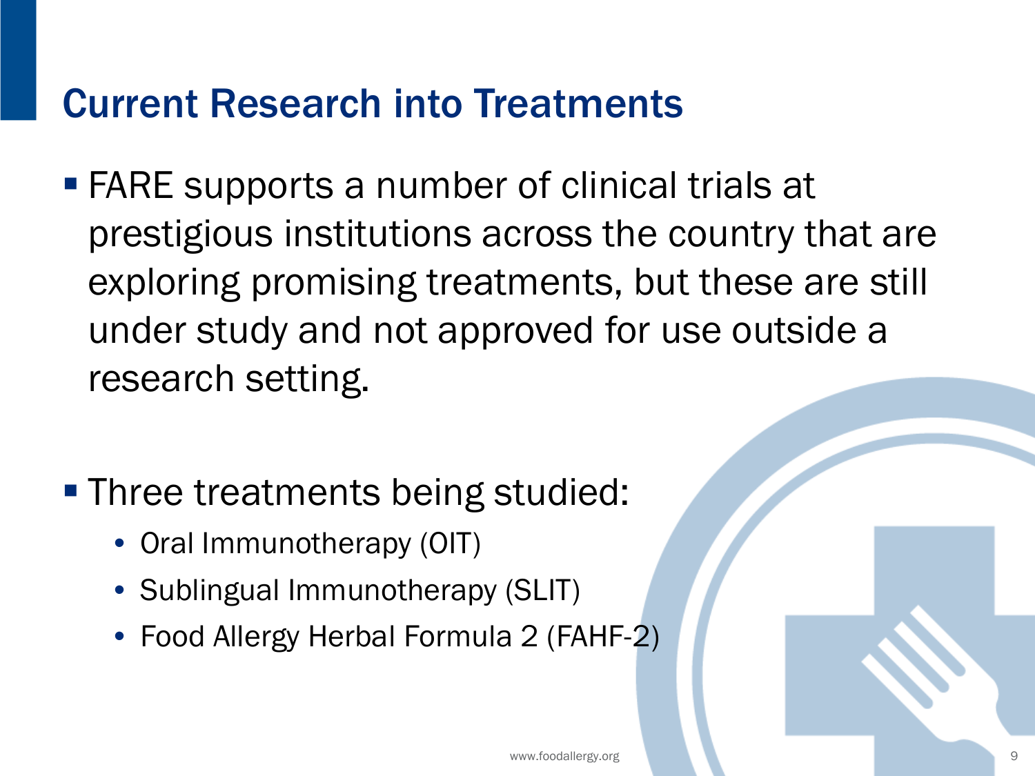# Current Research into Treatments

- FARE supports a number of clinical trials at prestigious institutions across the country that are exploring promising treatments, but these are still under study and not approved for use outside a research setting.

- Three treatments being studied:
  - Oral Immunotherapy (OIT)
  - Sublingual Immunotherapy (SLIT)
  - Food Allergy Herbal Formula 2 (FAHF-2)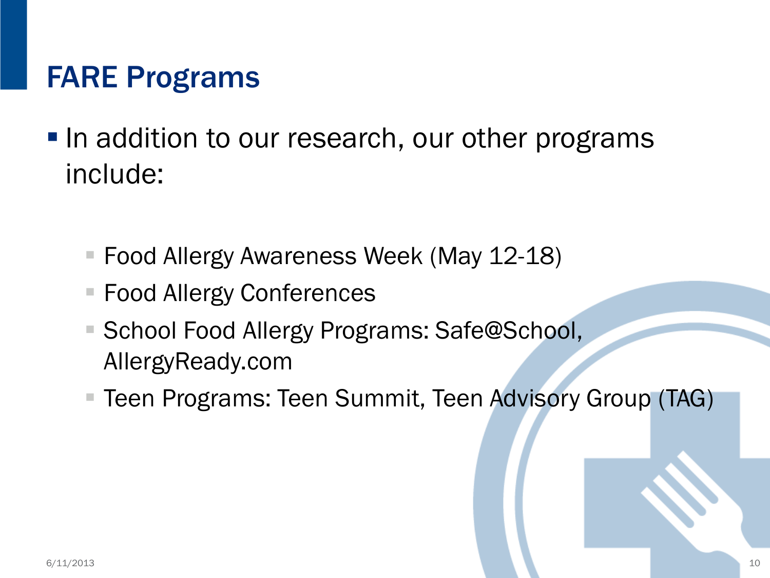# FARE Programs

- In addition to our research, our other programs include:
  - Food Allergy Awareness Week (May 12-18)
  - Food Allergy Conferences
  - School Food Allergy Programs: Safe@School, AllergyReady.com
  - Teen Programs: Teen Summit, Teen Advisory Group (TAG)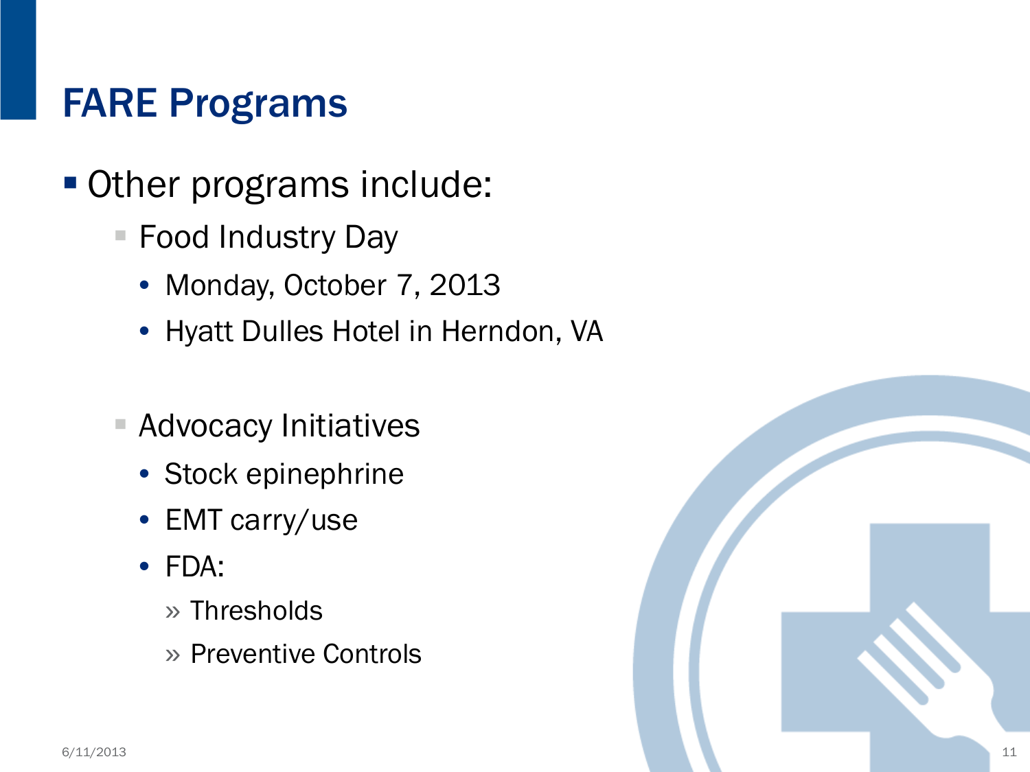# FARE Programs

- Other programs include:
  - Food Industry Day
    - Monday, October 7, 2013
    - Hyatt Dulles Hotel in Herndon, VA
  - Advocacy Initiatives
    - Stock epinephrine
    - EMT carry/use
    - FDA:
      - Thresholds
      - Preventive Controls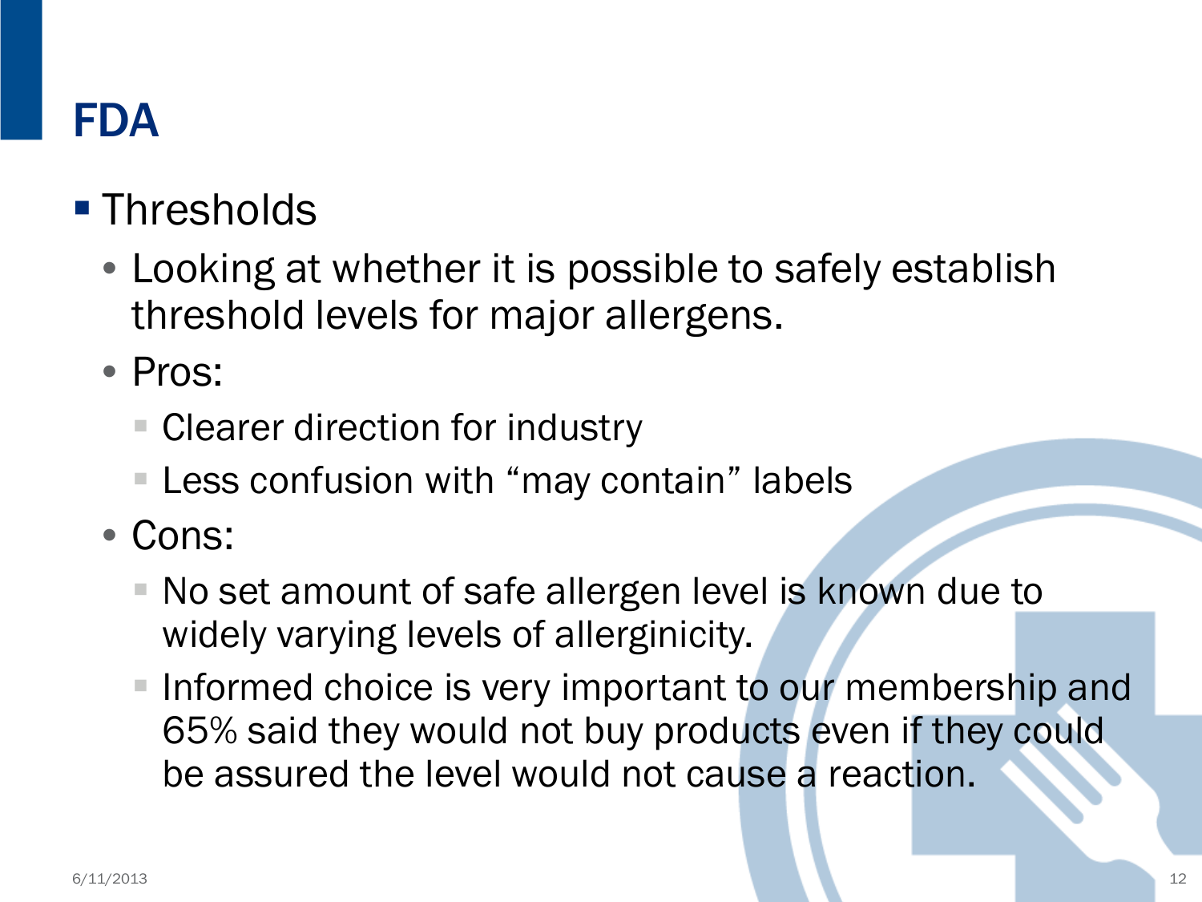# FDA

- Thresholds
  - Looking at whether it is possible to safely establish threshold levels for major allergens.
  - Pros:
    - Clearer direction for industry
    - Less confusion with “may contain” labels
  - Cons:
    - No set amount of safe allergen level is known due to widely varying levels of allerginicity.
    - Informed choice is very important to our membership and 65% said they would not buy products even if they could be assured the level would not cause a reaction.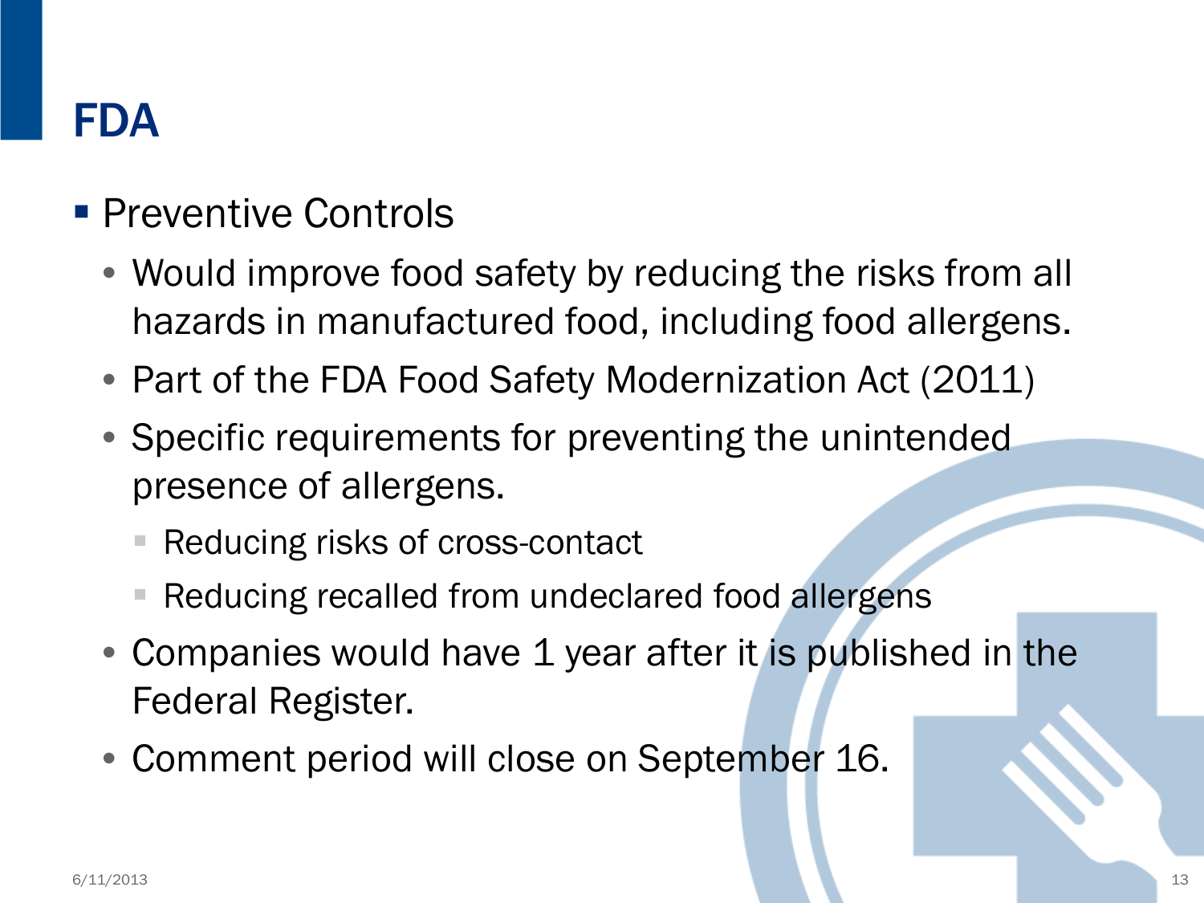# FDA

- Preventive Controls
  - Would improve food safety by reducing the risks from all hazards in manufactured food, including food allergens.
  - Part of the FDA Food Safety Modernization Act (2011)
  - Specific requirements for preventing the unintended presence of allergens.
    - Reducing risks of cross-contact
    - Reducing recalled from undeclared food allergens
  - Companies would have 1 year after it is published in the Federal Register.
  - Comment period will close on September 16.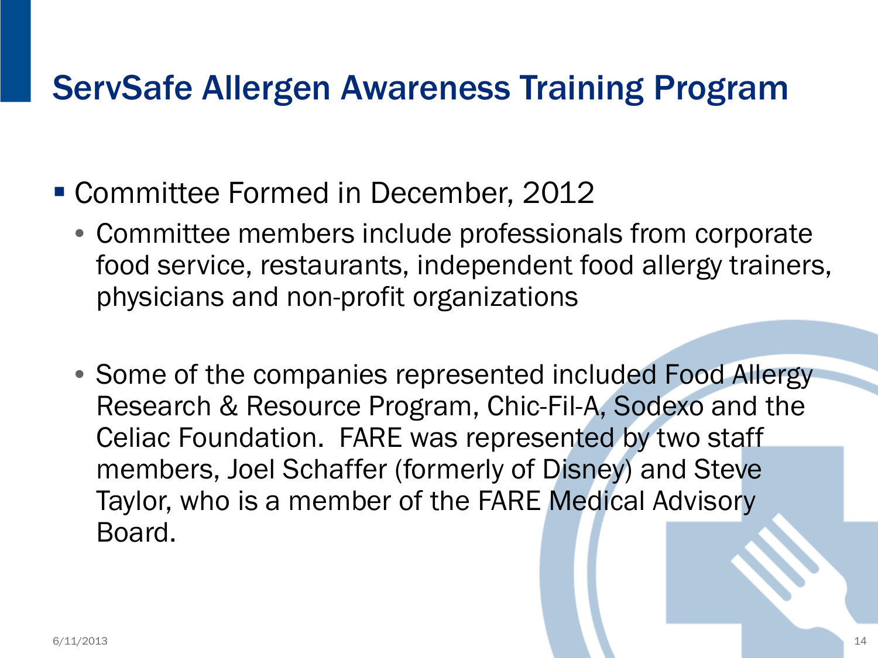# ServSafe Allergen Awareness Training Program

- Committee Formed in December, 2012
  - Committee members include professionals from corporate food service, restaurants, independent food allergy trainers, physicians and non-profit organizations
  - Some of the companies represented included Food Allergy Research & Resource Program, Chic-Fil-A, Sodexo and the Celiac Foundation. FARE was represented by two staff members, Joel Schaffer (formerly of Disney) and Steve Taylor, who is a member of the FARE Medical Advisory Board.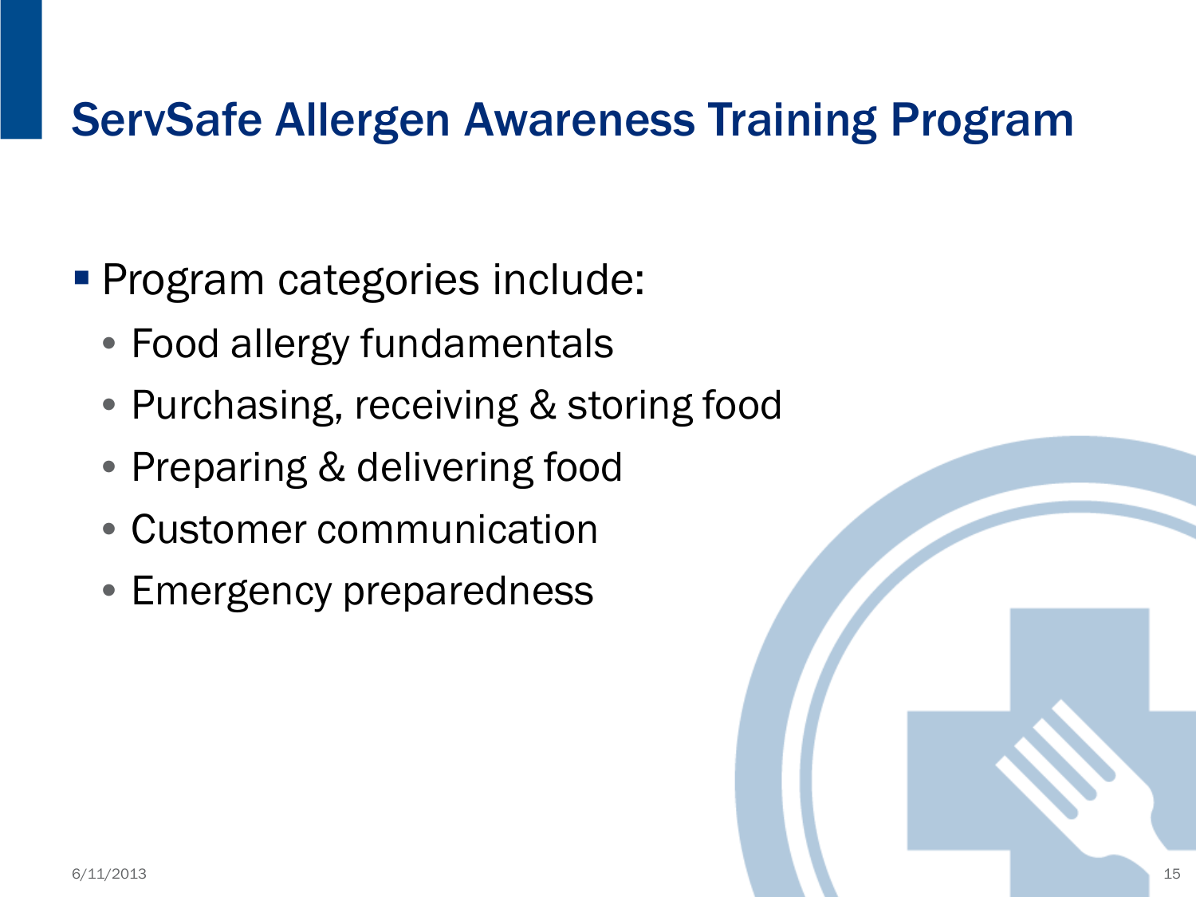# ServSafe Allergen Awareness Training Program

- Program categories include:
  - Food allergy fundamentals
  - Purchasing, receiving & storing food
  - Preparing & delivering food
  - Customer communication
  - Emergency preparedness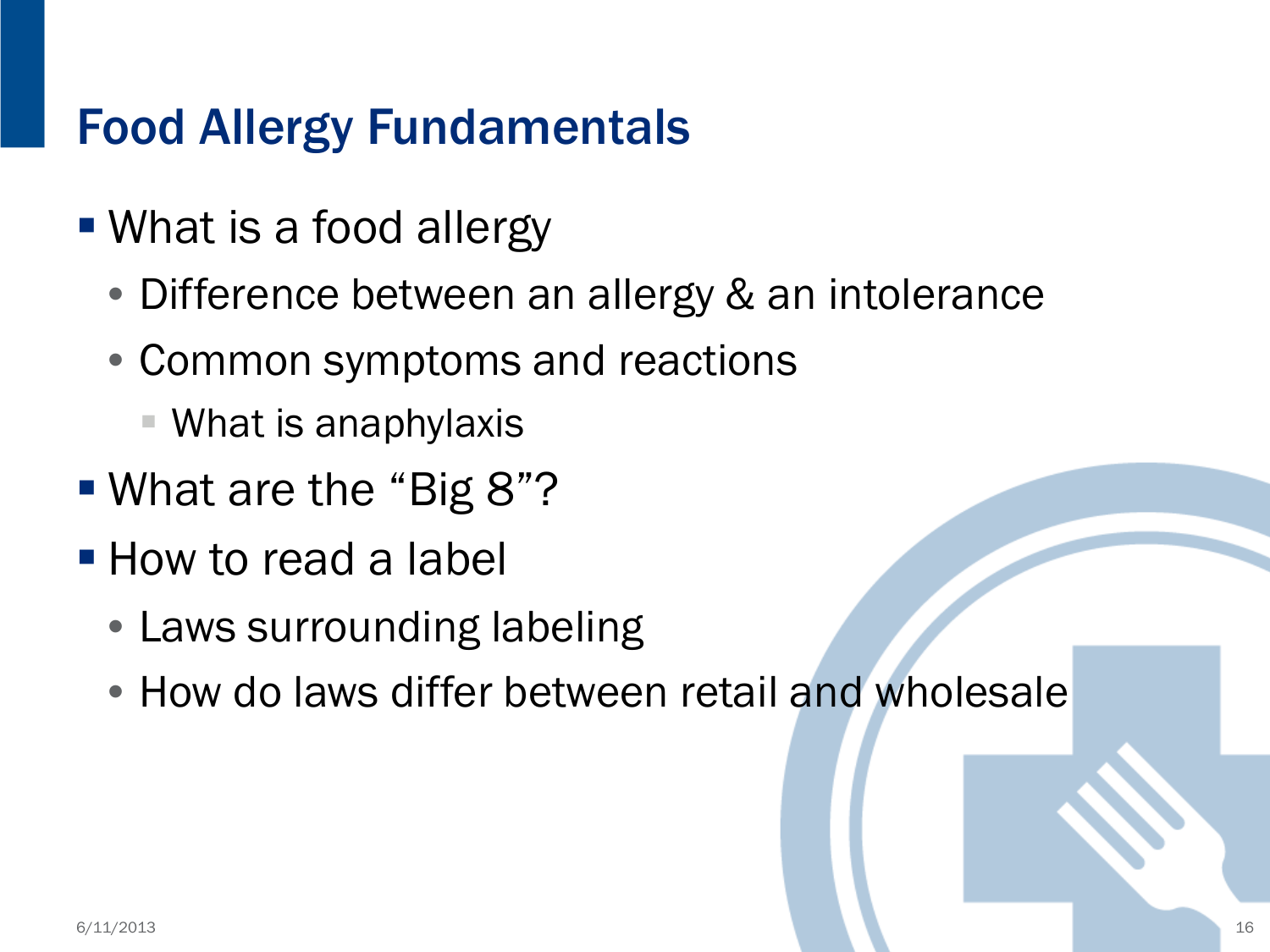# Food Allergy Fundamentals

- What is a food allergy
  - Difference between an allergy & an intolerance
  - Common symptoms and reactions
    - What is anaphylaxis
- What are the "Big 8"?
- How to read a label
  - Laws surrounding labeling
  - How do laws differ between retail and wholesale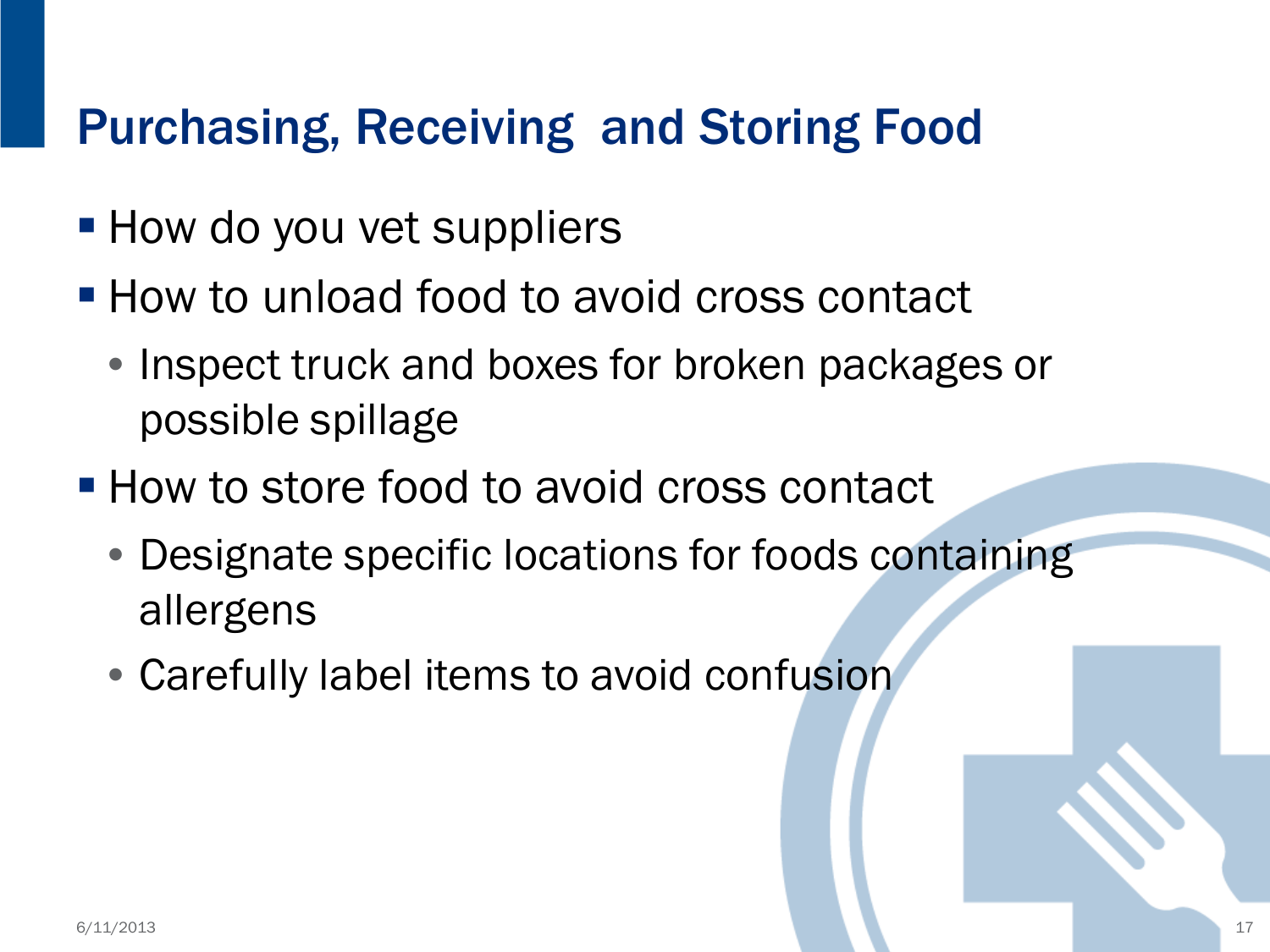# Purchasing, Receiving and Storing Food

- How do you vet suppliers
- How to unload food to avoid cross contact
  - Inspect truck and boxes for broken packages or possible spillage
- How to store food to avoid cross contact
  - Designate specific locations for foods containing allergens
  - Carefully label items to avoid confusion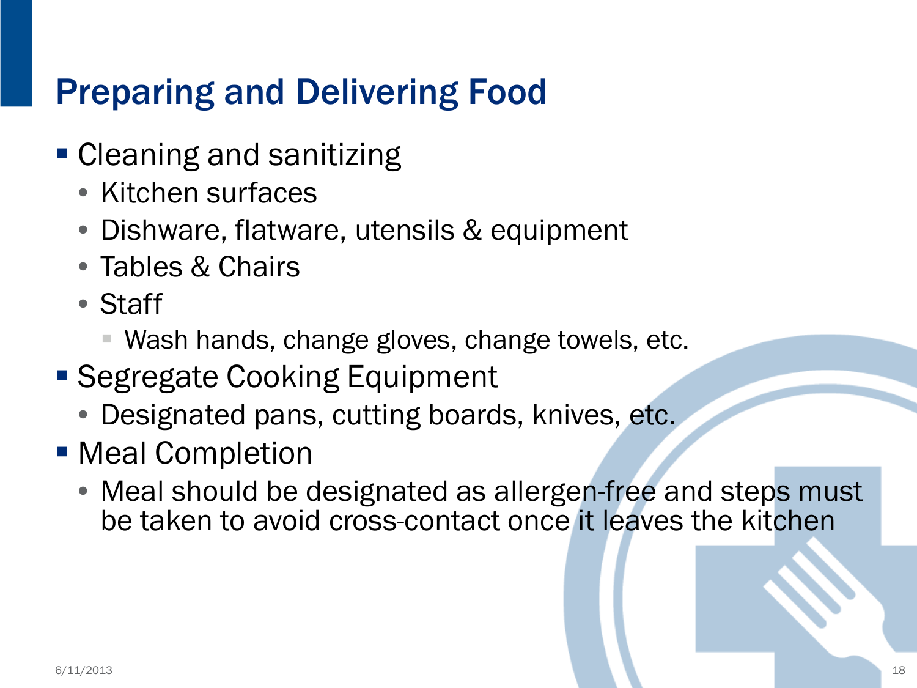# Preparing and Delivering Food

- Cleaning and sanitizing
  - Kitchen surfaces
  - Dishware, flatware, utensils & equipment
  - Tables & Chairs
  - Staff
    - Wash hands, change gloves, change towels, etc.
- Segregate Cooking Equipment
  - Designated pans, cutting boards, knives, etc.
- Meal Completion
  - Meal should be designated as allergen-free and steps must be taken to avoid cross-contact once it leaves the kitchen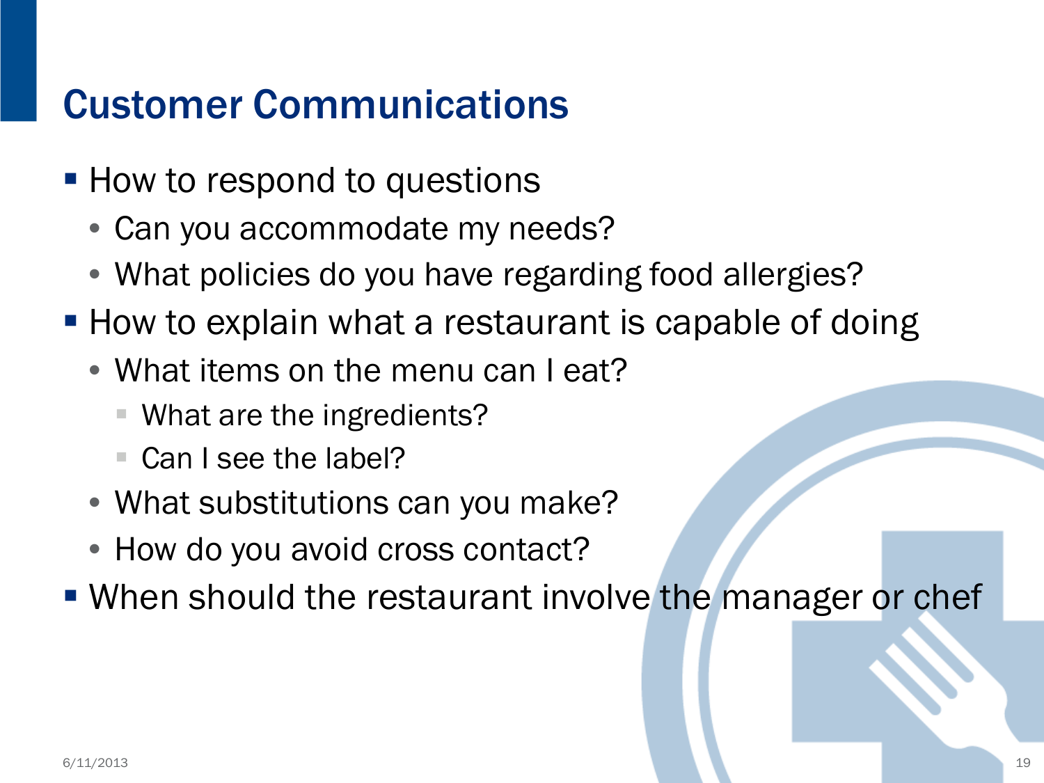# Customer Communications

- How to respond to questions
  - Can you accommodate my needs?
  - What policies do you have regarding food allergies?
- How to explain what a restaurant is capable of doing
  - What items on the menu can I eat?
    - What are the ingredients?
    - Can I see the label?
  - What substitutions can you make?
  - How do you avoid cross contact?
- When should the restaurant involve the manager or chef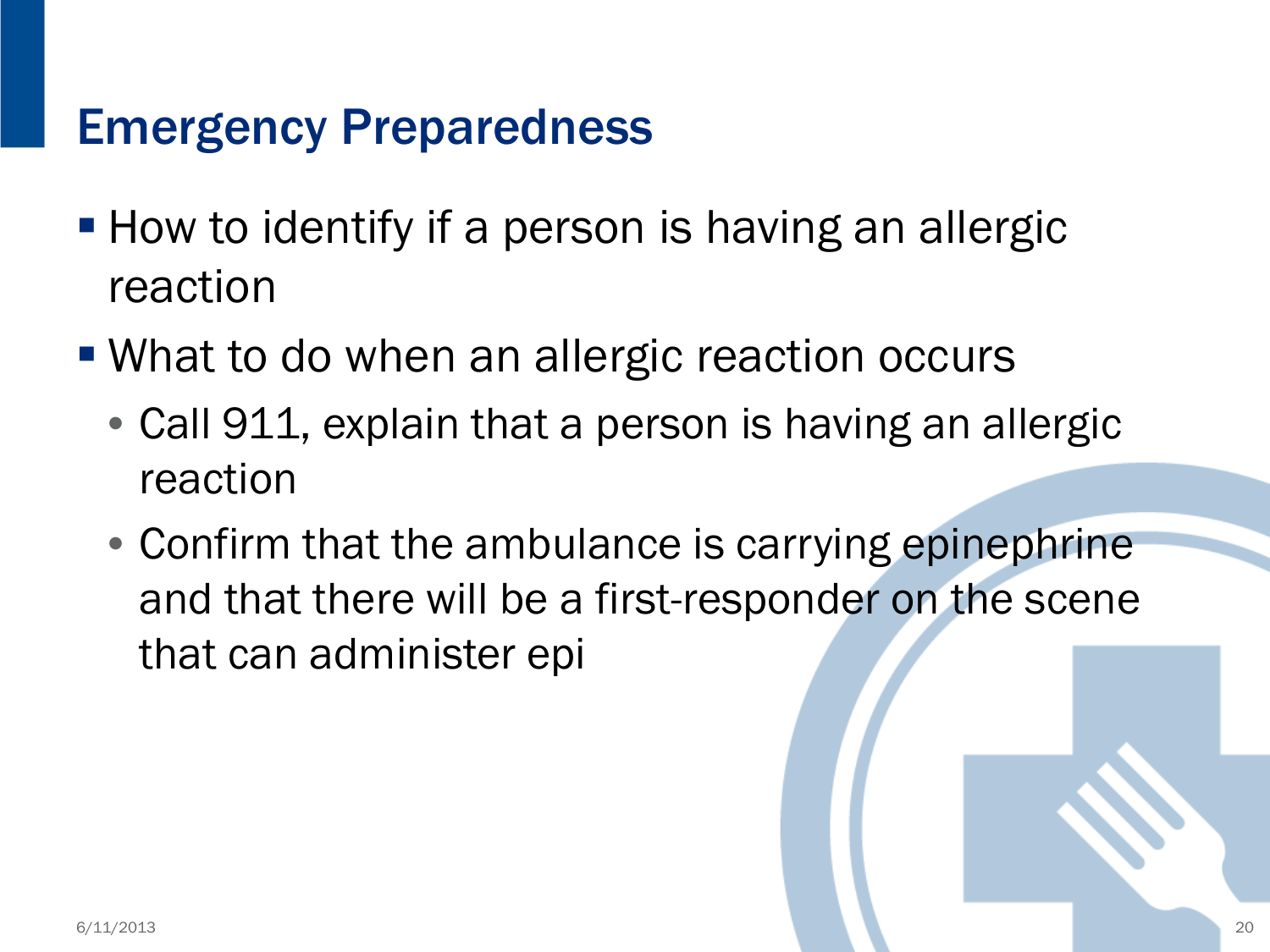# Emergency Preparedness

- How to identify if a person is having an allergic reaction
- What to do when an allergic reaction occurs
  - Call 911, explain that a person is having an allergic reaction
  - Confirm that the ambulance is carrying epinephrine and that there will be a first-responder on the scene that can administer epi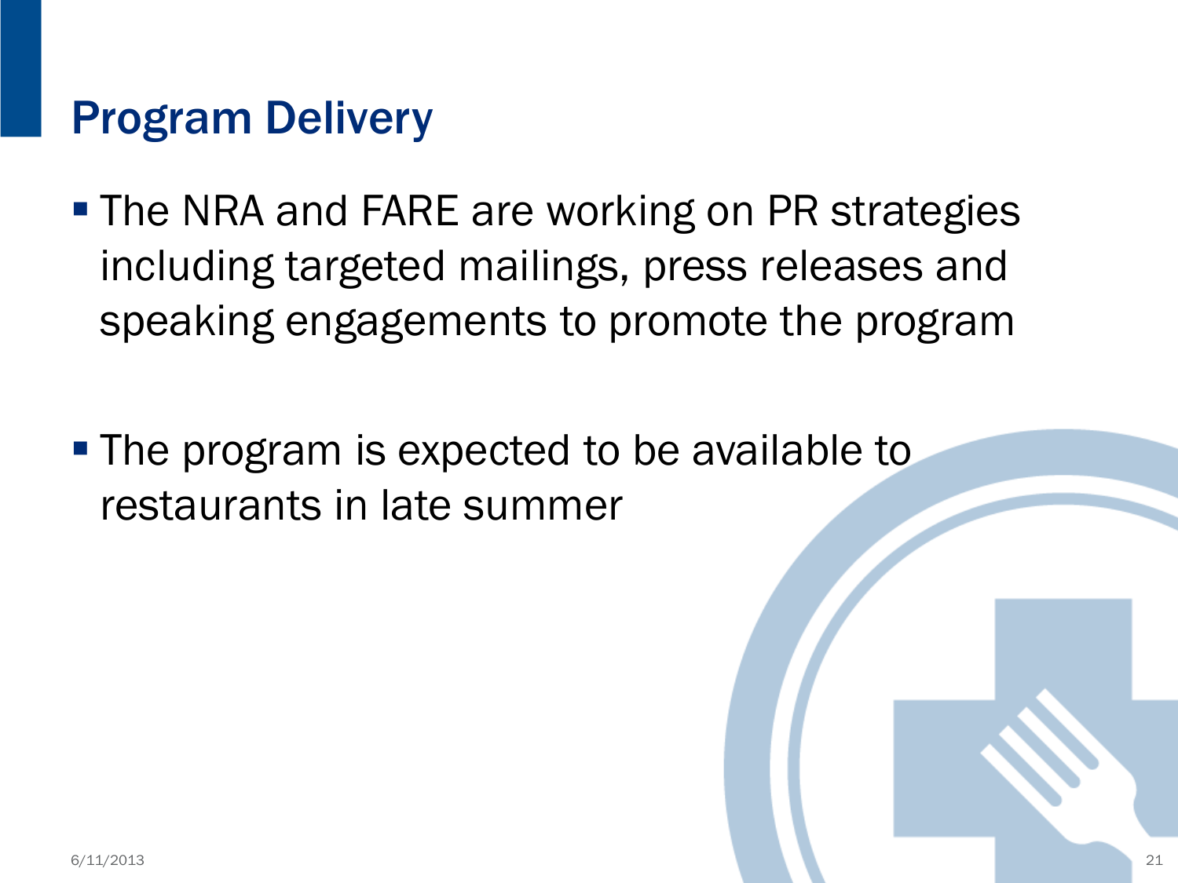# Program Delivery

- The NRA and FARE are working on PR strategies including targeted mailings, press releases and speaking engagements to promote the program

- The program is expected to be available to restaurants in late summer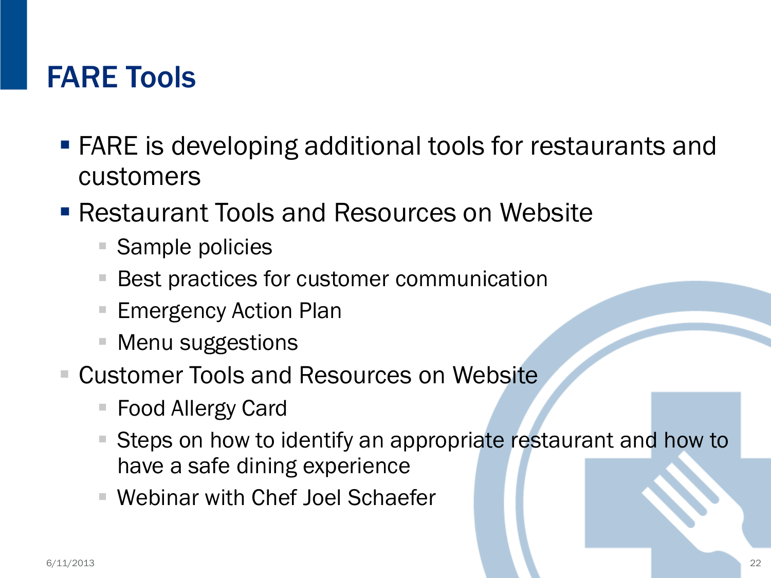# FARE Tools

- FARE is developing additional tools for restaurants and customers
- Restaurant Tools and Resources on Website
  - Sample policies
  - Best practices for customer communication
  - Emergency Action Plan
  - Menu suggestions
- Customer Tools and Resources on Website
  - Food Allergy Card
  - Steps on how to identify an appropriate restaurant and how to have a safe dining experience
  - Webinar with Chef Joel Schaefer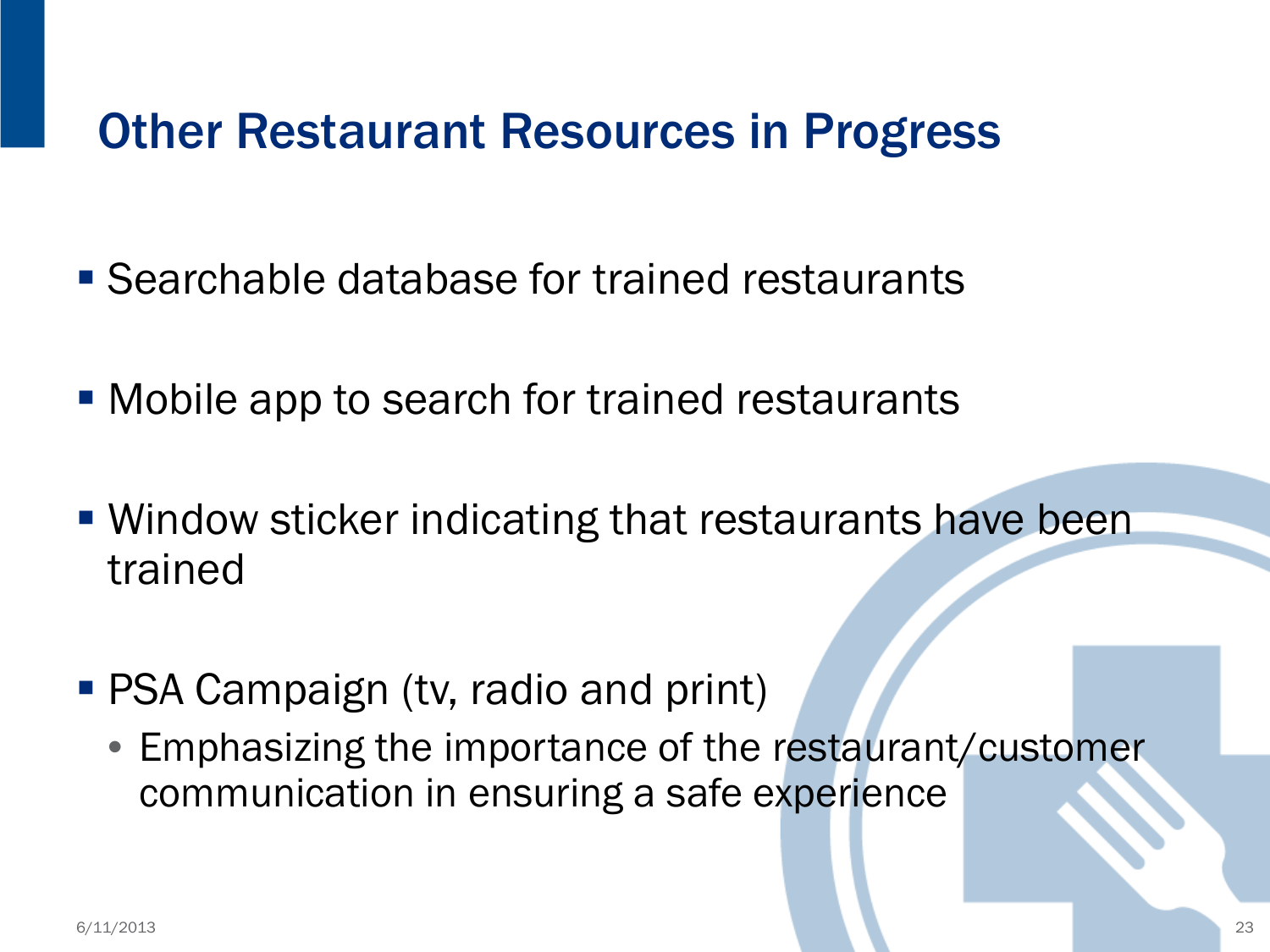# Other Restaurant Resources in Progress

- Searchable database for trained restaurants
- Mobile app to search for trained restaurants
- Window sticker indicating that restaurants have been trained
- PSA Campaign (tv, radio and print)
  - Emphasizing the importance of the restaurant/customer communication in ensuring a safe experience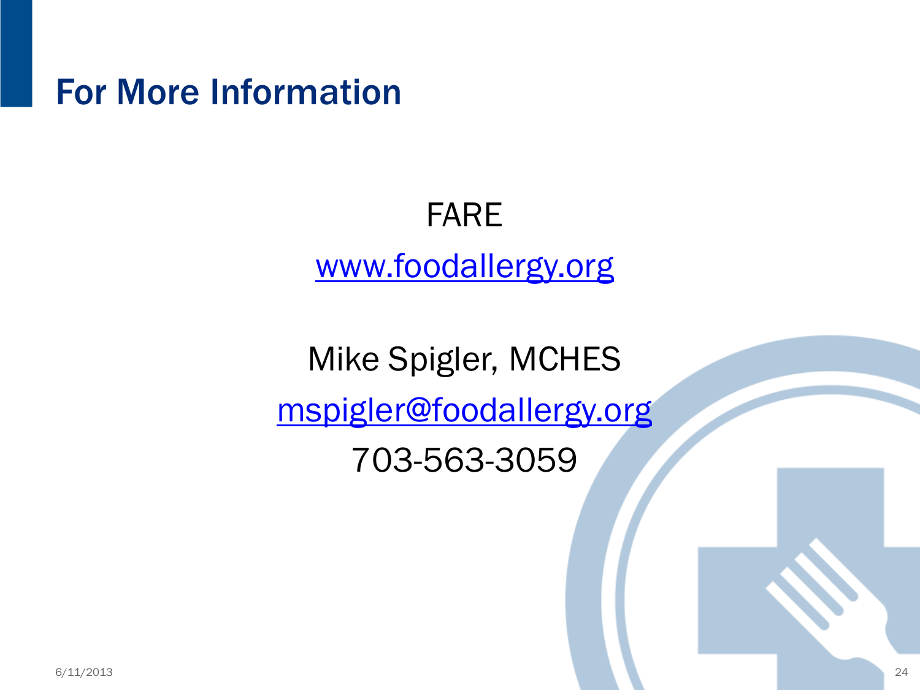# For More Information

FARE

www.foodallergy.org

Mike Spigler, MCHES

mspigler@foodallergy.org

703-563-3059